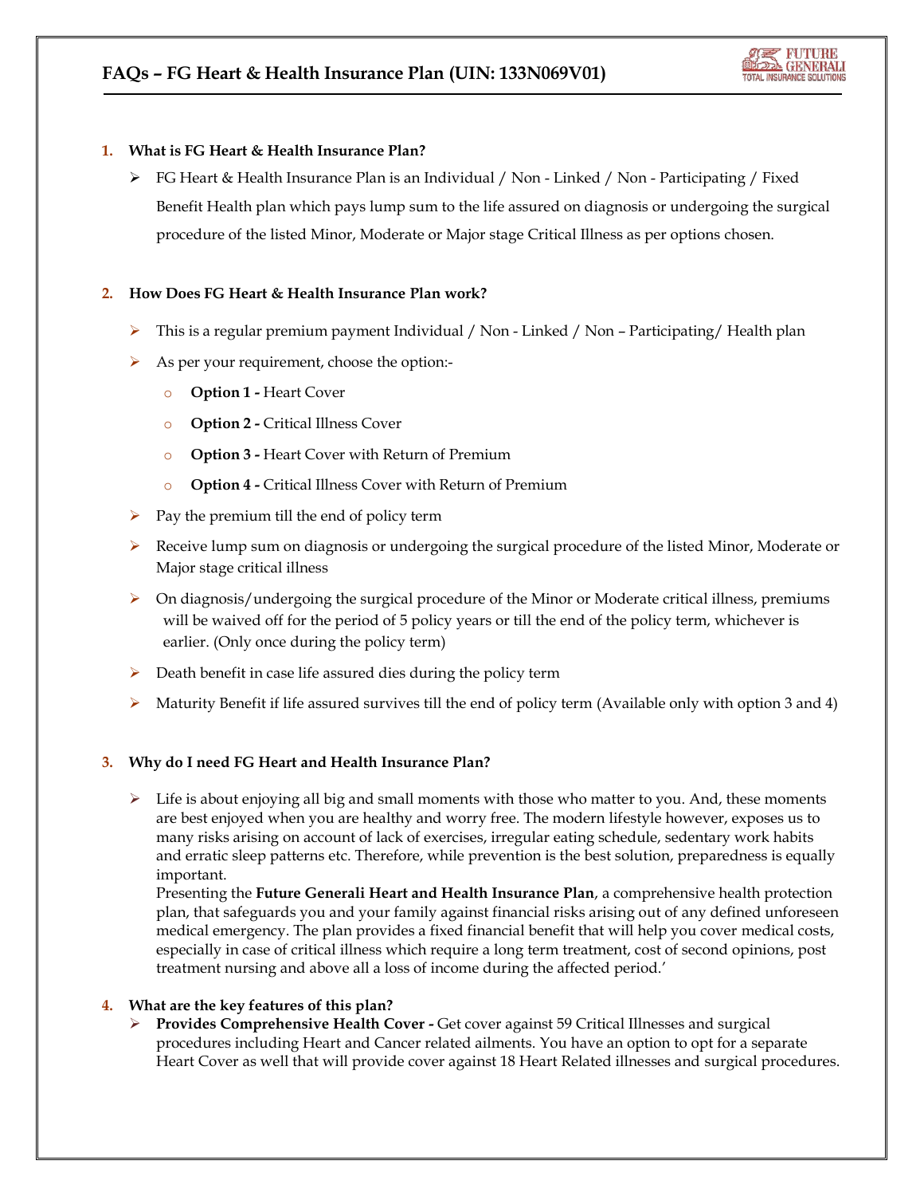# FAQs – FG Heart & Health Insurance Plan (UIN: 133N069V01)

**1. What is FG Heart & Health Insurance Plan?**

- FG Heart & Health Insurance Plan is an Individual / Non - Linked / Non - Participating / Fixed Benefit Health plan which pays lump sum to the life assured on diagnosis or undergoing the surgical procedure of the listed Minor, Moderate or Major stage Critical Illness as per options chosen.

**2. How Does FG Heart & Health Insurance Plan work?**

- This is a regular premium payment Individual / Non - Linked / Non – Participating/ Health plan
- As per your requirement, choose the option:-
  - **Option 1 -** Heart Cover
  - **Option 2 -** Critical Illness Cover
  - **Option 3 -** Heart Cover with Return of Premium
  - **Option 4 -** Critical Illness Cover with Return of Premium
- Pay the premium till the end of policy term
- Receive lump sum on diagnosis or undergoing the surgical procedure of the listed Minor, Moderate or Major stage critical illness
- On diagnosis/undergoing the surgical procedure of the Minor or Moderate critical illness, premiums will be waived off for the period of 5 policy years or till the end of the policy term, whichever is earlier. (Only once during the policy term)
- Death benefit in case life assured dies during the policy term
- Maturity Benefit if life assured survives till the end of policy term (Available only with option 3 and 4)

**3. Why do I need FG Heart and Health Insurance Plan?**

- Life is about enjoying all big and small moments with those who matter to you. And, these moments are best enjoyed when you are healthy and worry free. The modern lifestyle however, exposes us to many risks arising on account of lack of exercises, irregular eating schedule, sedentary work habits and erratic sleep patterns etc. Therefore, while prevention is the best solution, preparedness is equally important.
  Presenting the **Future Generali Heart and Health Insurance Plan**, a comprehensive health protection plan, that safeguards you and your family against financial risks arising out of any defined unforeseen medical emergency. The plan provides a fixed financial benefit that will help you cover medical costs, especially in case of critical illness which require a long term treatment, cost of second opinions, post treatment nursing and above all a loss of income during the affected period.'

**4. What are the key features of this plan?**

- **Provides Comprehensive Health Cover -** Get cover against 59 Critical Illnesses and surgical procedures including Heart and Cancer related ailments. You have an option to opt for a separate Heart Cover as well that will provide cover against 18 Heart Related illnesses and surgical procedures.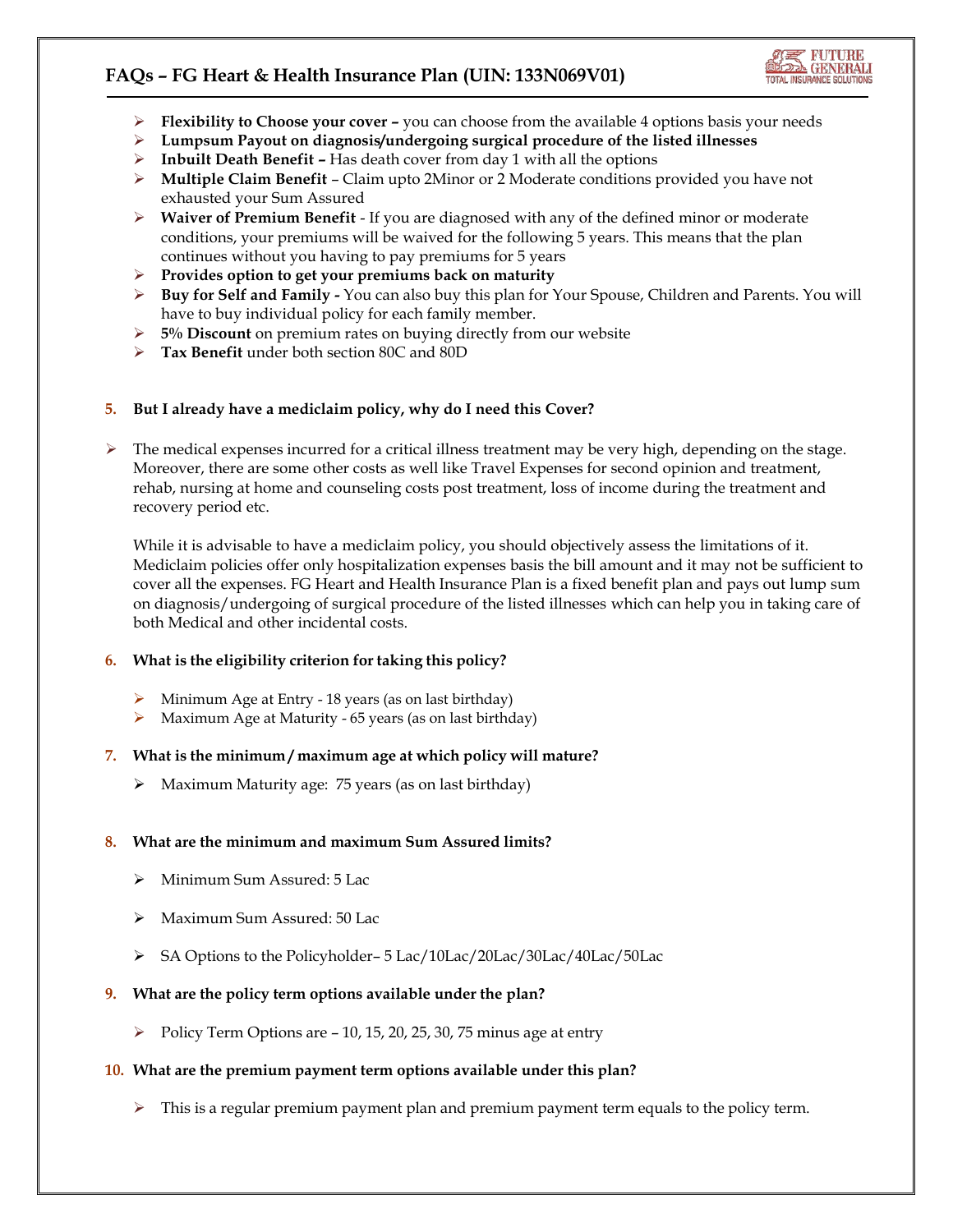- **Flexibility to Choose your cover –** you can choose from the available 4 options basis your needs
- **Lumpsum Payout on diagnosis/undergoing surgical procedure of the listed illnesses**
- **Inbuilt Death Benefit –** Has death cover from day 1 with all the options
- **Multiple Claim Benefit** – Claim upto 2Minor or 2 Moderate conditions provided you have not exhausted your Sum Assured
- **Waiver of Premium Benefit** - If you are diagnosed with any of the defined minor or moderate conditions, your premiums will be waived for the following 5 years. This means that the plan continues without you having to pay premiums for 5 years
- **Provides option to get your premiums back on maturity**
- **Buy for Self and Family -** You can also buy this plan for Your Spouse, Children and Parents. You will have to buy individual policy for each family member.
- **5% Discount** on premium rates on buying directly from our website
- **Tax Benefit** under both section 80C and 80D

**5. But I already have a mediclaim policy, why do I need this Cover?**

- The medical expenses incurred for a critical illness treatment may be very high, depending on the stage. Moreover, there are some other costs as well like Travel Expenses for second opinion and treatment, rehab, nursing at home and counseling costs post treatment, loss of income during the treatment and recovery period etc.

  While it is advisable to have a mediclaim policy, you should objectively assess the limitations of it. Mediclaim policies offer only hospitalization expenses basis the bill amount and it may not be sufficient to cover all the expenses. FG Heart and Health Insurance Plan is a fixed benefit plan and pays out lump sum on diagnosis/undergoing of surgical procedure of the listed illnesses which can help you in taking care of both Medical and other incidental costs.

**6. What is the eligibility criterion for taking this policy?**

- Minimum Age at Entry - 18 years (as on last birthday)
- Maximum Age at Maturity - 65 years (as on last birthday)

**7. What is the minimum / maximum age at which policy will mature?**

- Maximum Maturity age: 75 years (as on last birthday)

**8. What are the minimum and maximum Sum Assured limits?**

- Minimum Sum Assured: 5 Lac
- Maximum Sum Assured: 50 Lac
- SA Options to the Policyholder– 5 Lac/10Lac/20Lac/30Lac/40Lac/50Lac

**9. What are the policy term options available under the plan?**

- Policy Term Options are – 10, 15, 20, 25, 30, 75 minus age at entry

**10. What are the premium payment term options available under this plan?**

- This is a regular premium payment plan and premium payment term equals to the policy term.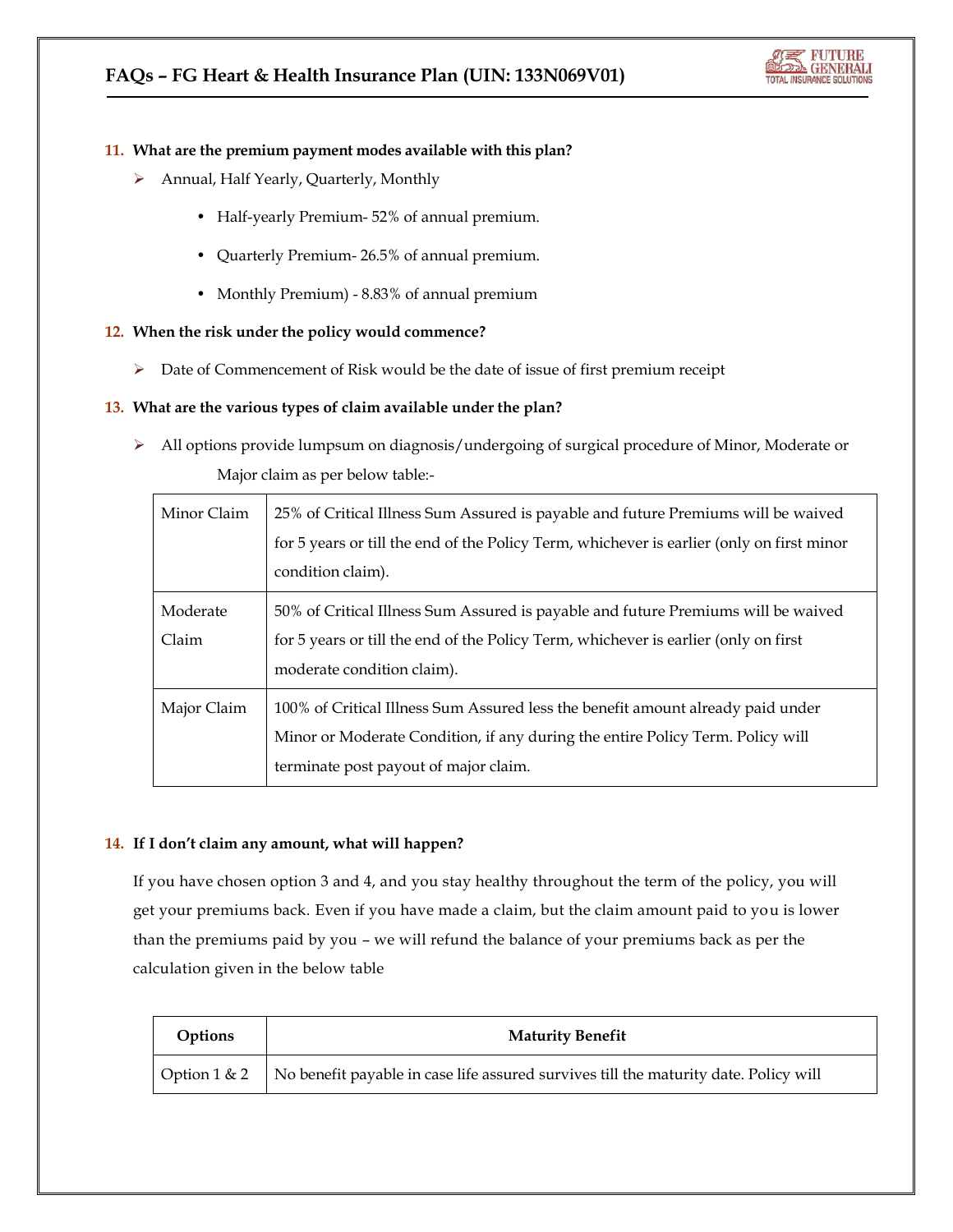**11. What are the premium payment modes available with this plan?**

- Annual, Half Yearly, Quarterly, Monthly
  - Half-yearly Premium- 52% of annual premium.
  - Quarterly Premium- 26.5% of annual premium.
  - Monthly Premium) - 8.83% of annual premium

**12. When the risk under the policy would commence?**

- Date of Commencement of Risk would be the date of issue of first premium receipt

**13. What are the various types of claim available under the plan?**

- All options provide lumpsum on diagnosis/undergoing of surgical procedure of Minor, Moderate or Major claim as per below table:-

| | |
|---|---|
| Minor Claim | 25% of Critical Illness Sum Assured is payable and future Premiums will be waived for 5 years or till the end of the Policy Term, whichever is earlier (only on first minor condition claim). |
| Moderate Claim | 50% of Critical Illness Sum Assured is payable and future Premiums will be waived for 5 years or till the end of the Policy Term, whichever is earlier (only on first moderate condition claim). |
| Major Claim | 100% of Critical Illness Sum Assured less the benefit amount already paid under Minor or Moderate Condition, if any during the entire Policy Term. Policy will terminate post payout of major claim. |

**14. If I don't claim any amount, what will happen?**

If you have chosen option 3 and 4, and you stay healthy throughout the term of the policy, you will get your premiums back. Even if you have made a claim, but the claim amount paid to you is lower than the premiums paid by you – we will refund the balance of your premiums back as per the calculation given in the below table

| Options | Maturity Benefit |
|---|---|
| Option 1 & 2 | No benefit payable in case life assured survives till the maturity date. Policy will |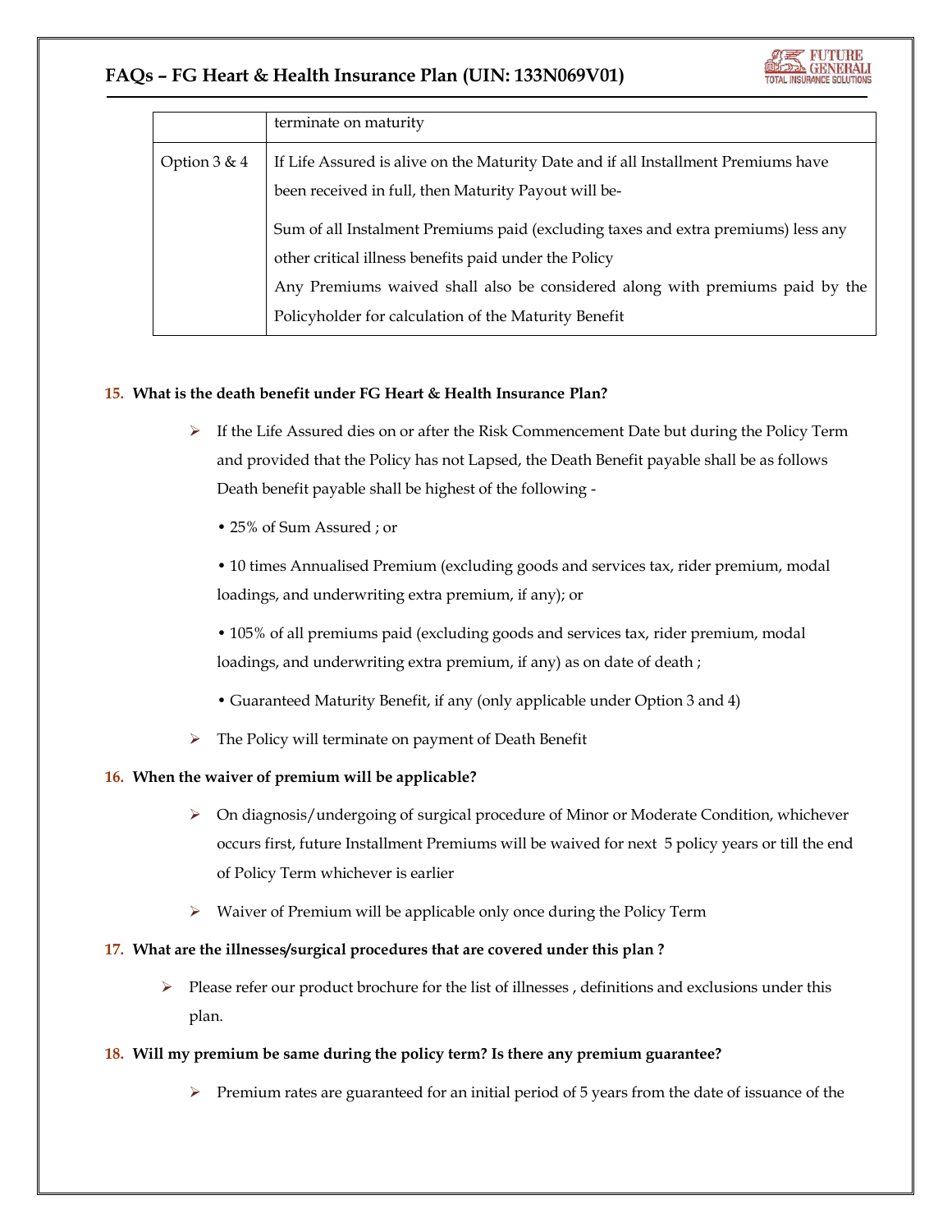| | |
|---|---|
| | terminate on maturity |
| Option 3 & 4 | If Life Assured is alive on the Maturity Date and if all Installment Premiums have been received in full, then Maturity Payout will be-<br><br>Sum of all Instalment Premiums paid (excluding taxes and extra premiums) less any other critical illness benefits paid under the Policy<br>Any Premiums waived shall also be considered along with premiums paid by the Policyholder for calculation of the Maturity Benefit |

**15. What is the death benefit under FG Heart & Health Insurance Plan?**

- If the Life Assured dies on or after the Risk Commencement Date but during the Policy Term and provided that the Policy has not Lapsed, the Death Benefit payable shall be as follows Death benefit payable shall be highest of the following -

  • 25% of Sum Assured ; or

  • 10 times Annualised Premium (excluding goods and services tax, rider premium, modal loadings, and underwriting extra premium, if any); or

  • 105% of all premiums paid (excluding goods and services tax, rider premium, modal loadings, and underwriting extra premium, if any) as on date of death ;

  • Guaranteed Maturity Benefit, if any (only applicable under Option 3 and 4)

- The Policy will terminate on payment of Death Benefit

**16. When the waiver of premium will be applicable?**

- On diagnosis/undergoing of surgical procedure of Minor or Moderate Condition, whichever occurs first, future Installment Premiums will be waived for next 5 policy years or till the end of Policy Term whichever is earlier
- Waiver of Premium will be applicable only once during the Policy Term

**17. What are the illnesses/surgical procedures that are covered under this plan ?**

- Please refer our product brochure for the list of illnesses , definitions and exclusions under this plan.

**18. Will my premium be same during the policy term? Is there any premium guarantee?**

- Premium rates are guaranteed for an initial period of 5 years from the date of issuance of the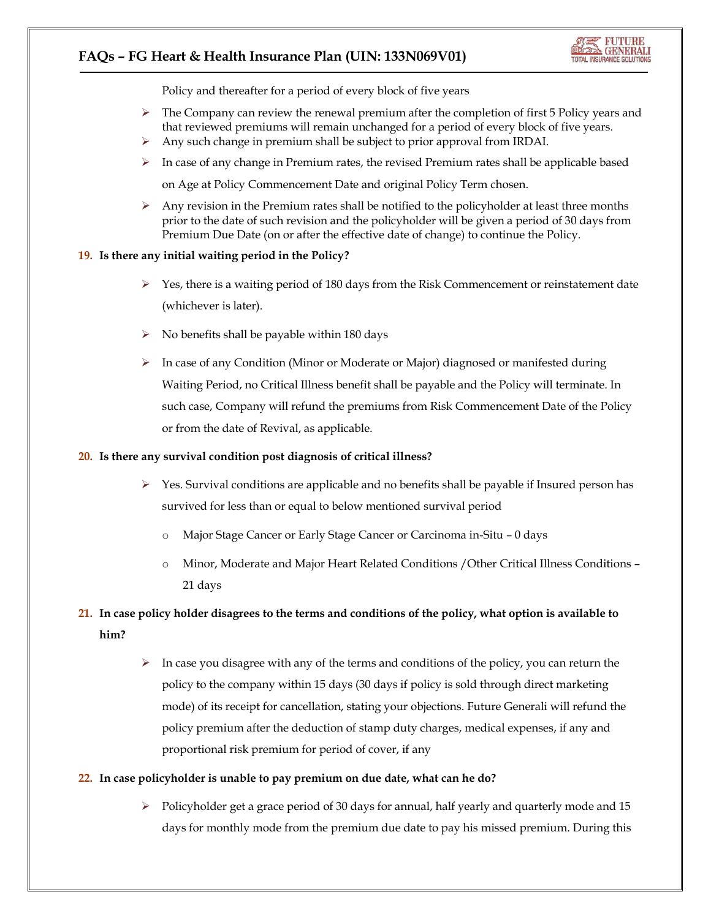Policy and thereafter for a period of every block of five years

- The Company can review the renewal premium after the completion of first 5 Policy years and that reviewed premiums will remain unchanged for a period of every block of five years.
- Any such change in premium shall be subject to prior approval from IRDAI.
- In case of any change in Premium rates, the revised Premium rates shall be applicable based on Age at Policy Commencement Date and original Policy Term chosen.
- Any revision in the Premium rates shall be notified to the policyholder at least three months prior to the date of such revision and the policyholder will be given a period of 30 days from Premium Due Date (on or after the effective date of change) to continue the Policy.

**19. Is there any initial waiting period in the Policy?**

- Yes, there is a waiting period of 180 days from the Risk Commencement or reinstatement date (whichever is later).
- No benefits shall be payable within 180 days
- In case of any Condition (Minor or Moderate or Major) diagnosed or manifested during Waiting Period, no Critical Illness benefit shall be payable and the Policy will terminate. In such case, Company will refund the premiums from Risk Commencement Date of the Policy or from the date of Revival, as applicable.

**20. Is there any survival condition post diagnosis of critical illness?**

- Yes. Survival conditions are applicable and no benefits shall be payable if Insured person has survived for less than or equal to below mentioned survival period
  - Major Stage Cancer or Early Stage Cancer or Carcinoma in-Situ – 0 days
  - Minor, Moderate and Major Heart Related Conditions /Other Critical Illness Conditions – 21 days

**21. In case policy holder disagrees to the terms and conditions of the policy, what option is available to him?**

- In case you disagree with any of the terms and conditions of the policy, you can return the policy to the company within 15 days (30 days if policy is sold through direct marketing mode) of its receipt for cancellation, stating your objections. Future Generali will refund the policy premium after the deduction of stamp duty charges, medical expenses, if any and proportional risk premium for period of cover, if any

**22. In case policyholder is unable to pay premium on due date, what can he do?**

- Policyholder get a grace period of 30 days for annual, half yearly and quarterly mode and 15 days for monthly mode from the premium due date to pay his missed premium. During this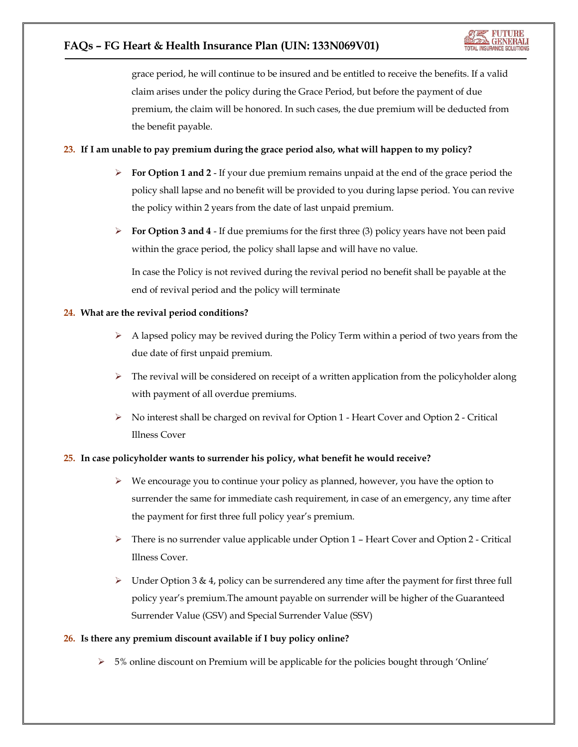grace period, he will continue to be insured and be entitled to receive the benefits. If a valid claim arises under the policy during the Grace Period, but before the payment of due premium, the claim will be honored. In such cases, the due premium will be deducted from the benefit payable.

**23. If I am unable to pay premium during the grace period also, what will happen to my policy?**

- **For Option 1 and 2** - If your due premium remains unpaid at the end of the grace period the policy shall lapse and no benefit will be provided to you during lapse period. You can revive the policy within 2 years from the date of last unpaid premium.
- **For Option 3 and 4** - If due premiums for the first three (3) policy years have not been paid within the grace period, the policy shall lapse and will have no value.

  In case the Policy is not revived during the revival period no benefit shall be payable at the end of revival period and the policy will terminate

**24. What are the revival period conditions?**

- A lapsed policy may be revived during the Policy Term within a period of two years from the due date of first unpaid premium.
- The revival will be considered on receipt of a written application from the policyholder along with payment of all overdue premiums.
- No interest shall be charged on revival for Option 1 - Heart Cover and Option 2 - Critical Illness Cover

**25. In case policyholder wants to surrender his policy, what benefit he would receive?**

- We encourage you to continue your policy as planned, however, you have the option to surrender the same for immediate cash requirement, in case of an emergency, any time after the payment for first three full policy year's premium.
- There is no surrender value applicable under Option 1 – Heart Cover and Option 2 - Critical Illness Cover.
- Under Option 3 & 4, policy can be surrendered any time after the payment for first three full policy year's premium.The amount payable on surrender will be higher of the Guaranteed Surrender Value (GSV) and Special Surrender Value (SSV)

**26. Is there any premium discount available if I buy policy online?**

- 5% online discount on Premium will be applicable for the policies bought through 'Online'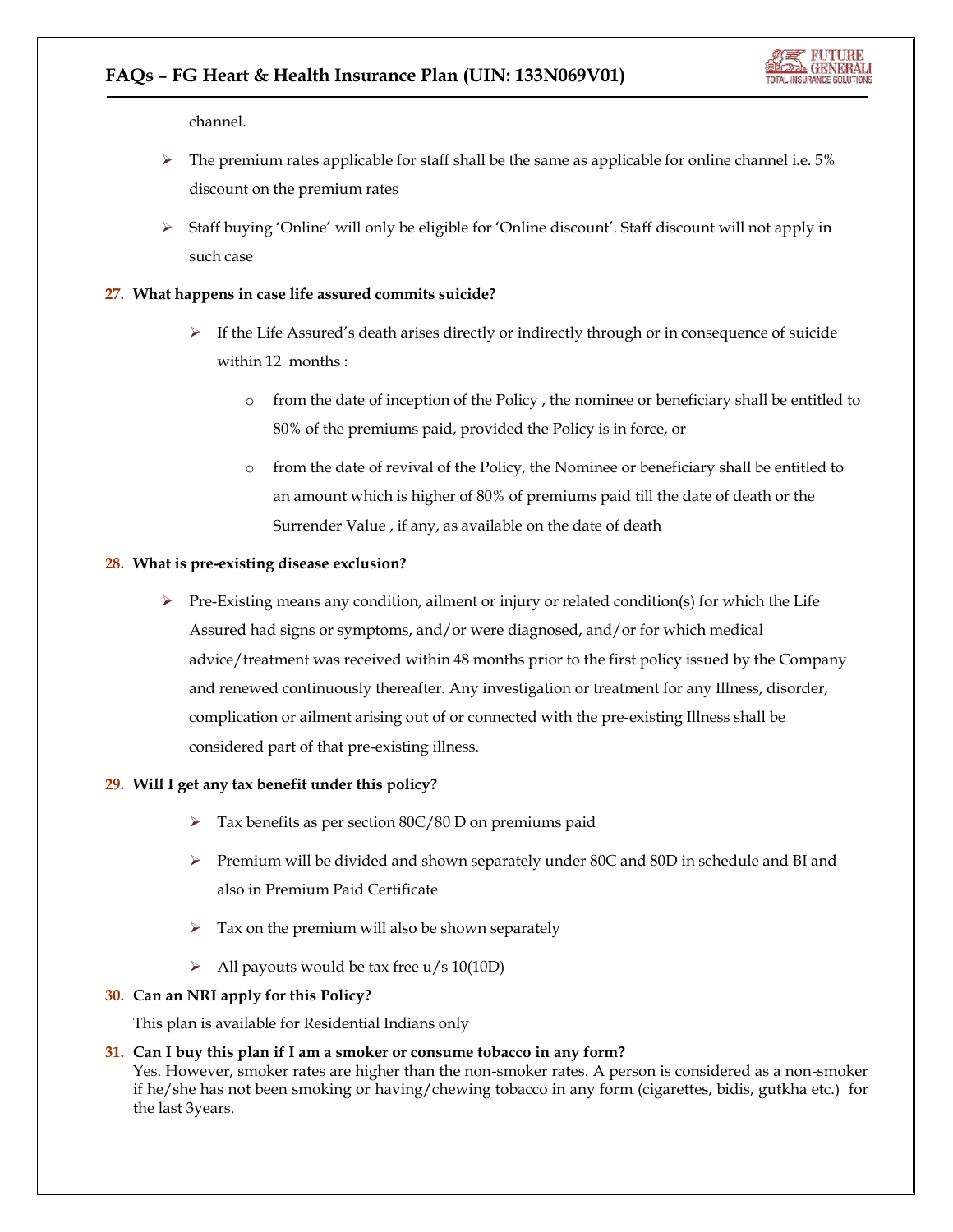channel.

- The premium rates applicable for staff shall be the same as applicable for online channel i.e. 5% discount on the premium rates
- Staff buying 'Online' will only be eligible for 'Online discount'. Staff discount will not apply in such case

**27. What happens in case life assured commits suicide?**

- If the Life Assured's death arises directly or indirectly through or in consequence of suicide within 12 months :
  - from the date of inception of the Policy , the nominee or beneficiary shall be entitled to 80% of the premiums paid, provided the Policy is in force, or
  - from the date of revival of the Policy, the Nominee or beneficiary shall be entitled to an amount which is higher of 80% of premiums paid till the date of death or the Surrender Value , if any, as available on the date of death

**28. What is pre-existing disease exclusion?**

- Pre-Existing means any condition, ailment or injury or related condition(s) for which the Life Assured had signs or symptoms, and/or were diagnosed, and/or for which medical advice/treatment was received within 48 months prior to the first policy issued by the Company and renewed continuously thereafter. Any investigation or treatment for any Illness, disorder, complication or ailment arising out of or connected with the pre-existing Illness shall be considered part of that pre-existing illness.

**29. Will I get any tax benefit under this policy?**

- Tax benefits as per section 80C/80 D on premiums paid
- Premium will be divided and shown separately under 80C and 80D in schedule and BI and also in Premium Paid Certificate
- Tax on the premium will also be shown separately
- All payouts would be tax free u/s 10(10D)

**30. Can an NRI apply for this Policy?**

This plan is available for Residential Indians only

**31. Can I buy this plan if I am a smoker or consume tobacco in any form?**

Yes. However, smoker rates are higher than the non-smoker rates. A person is considered as a non-smoker if he/she has not been smoking or having/chewing tobacco in any form (cigarettes, bidis, gutkha etc.) for the last 3years.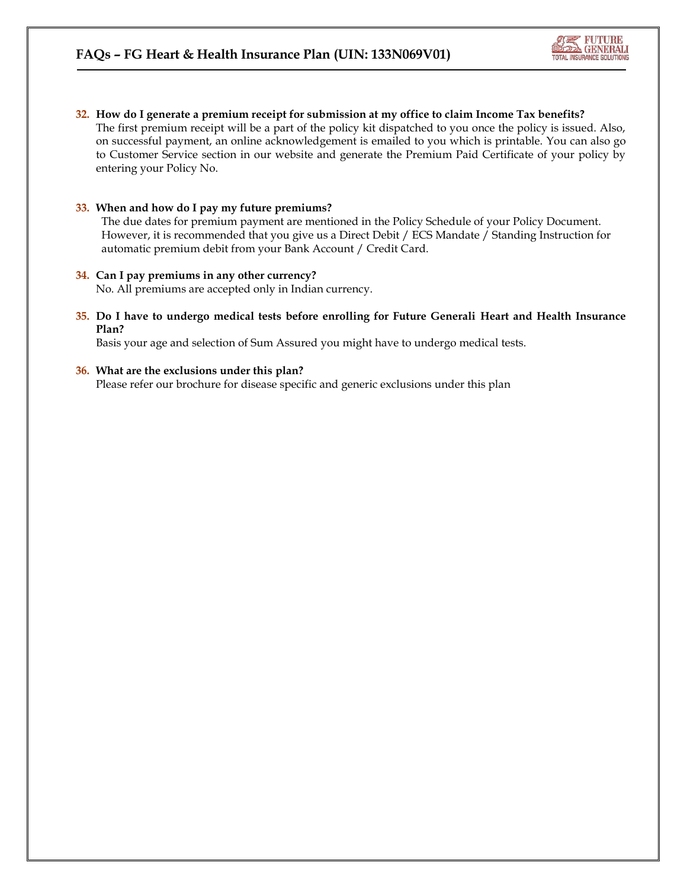**32. How do I generate a premium receipt for submission at my office to claim Income Tax benefits?**

The first premium receipt will be a part of the policy kit dispatched to you once the policy is issued. Also, on successful payment, an online acknowledgement is emailed to you which is printable. You can also go to Customer Service section in our website and generate the Premium Paid Certificate of your policy by entering your Policy No.

**33. When and how do I pay my future premiums?**

The due dates for premium payment are mentioned in the Policy Schedule of your Policy Document. However, it is recommended that you give us a Direct Debit / ECS Mandate / Standing Instruction for automatic premium debit from your Bank Account / Credit Card.

**34. Can I pay premiums in any other currency?**

No. All premiums are accepted only in Indian currency.

**35. Do I have to undergo medical tests before enrolling for Future Generali Heart and Health Insurance Plan?**

Basis your age and selection of Sum Assured you might have to undergo medical tests.

**36. What are the exclusions under this plan?**

Please refer our brochure for disease specific and generic exclusions under this plan